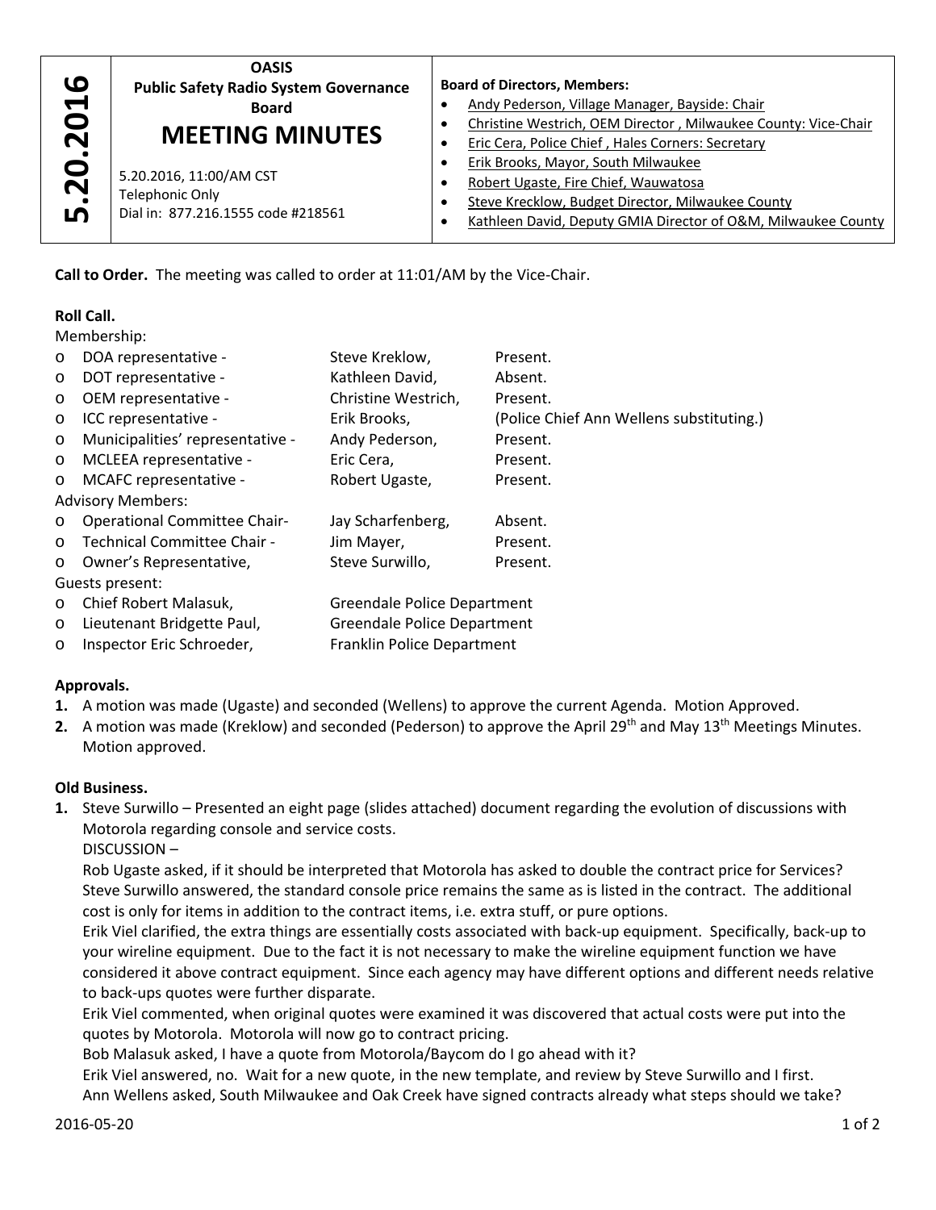| 5.20.2016 | **OASIS**<br>**Public Safety Radio System Governance Board**<br>**MEETING MINUTES**<br>5.20.2016, 11:00/AM CST<br>Telephonic Only<br>Dial in: 877.216.1555 code #218561 | **Board of Directors, Members:**<br>• Andy Pederson, Village Manager, Bayside: Chair<br>• Christine Westrich, OEM Director , Milwaukee County: Vice-Chair<br>• Eric Cera, Police Chief , Hales Corners: Secretary<br>• Erik Brooks, Mayor, South Milwaukee<br>• Robert Ugaste, Fire Chief, Wauwatosa<br>• Steve Krecklow, Budget Director, Milwaukee County<br>• Kathleen David, Deputy GMIA Director of O&M, Milwaukee County |
|---|---|---|

**Call to Order.** The meeting was called to order at 11:01/AM by the Vice-Chair.

**Roll Call.**

Membership:

- DOA representative - Steve Kreklow, Present.
- DOT representative - Kathleen David, Absent.
- OEM representative - Christine Westrich, Present.
- ICC representative - Erik Brooks, (Police Chief Ann Wellens substituting.)
- Municipalities' representative - Andy Pederson, Present.
- MCLEEA representative - Eric Cera, Present.
- MCAFC representative - Robert Ugaste, Present.

Advisory Members:

- Operational Committee Chair- Jay Scharfenberg, Absent.
- Technical Committee Chair - Jim Mayer, Present.
- Owner's Representative, Steve Surwillo, Present.

Guests present:

- Chief Robert Malasuk, Greendale Police Department
- Lieutenant Bridgette Paul, Greendale Police Department
- Inspector Eric Schroeder, Franklin Police Department

**Approvals.**

1. A motion was made (Ugaste) and seconded (Wellens) to approve the current Agenda. Motion Approved.
2. A motion was made (Kreklow) and seconded (Pederson) to approve the April 29th and May 13th Meetings Minutes. Motion approved.

**Old Business.**

1. Steve Surwillo – Presented an eight page (slides attached) document regarding the evolution of discussions with Motorola regarding console and service costs.

   DISCUSSION –

   Rob Ugaste asked, if it should be interpreted that Motorola has asked to double the contract price for Services? Steve Surwillo answered, the standard console price remains the same as is listed in the contract. The additional cost is only for items in addition to the contract items, i.e. extra stuff, or pure options.

   Erik Viel clarified, the extra things are essentially costs associated with back-up equipment. Specifically, back-up to your wireline equipment. Due to the fact it is not necessary to make the wireline equipment function we have considered it above contract equipment. Since each agency may have different options and different needs relative to back-ups quotes were further disparate.

   Erik Viel commented, when original quotes were examined it was discovered that actual costs were put into the quotes by Motorola. Motorola will now go to contract pricing.

   Bob Malasuk asked, I have a quote from Motorola/Baycom do I go ahead with it?

   Erik Viel answered, no. Wait for a new quote, in the new template, and review by Steve Surwillo and I first.

   Ann Wellens asked, South Milwaukee and Oak Creek have signed contracts already what steps should we take?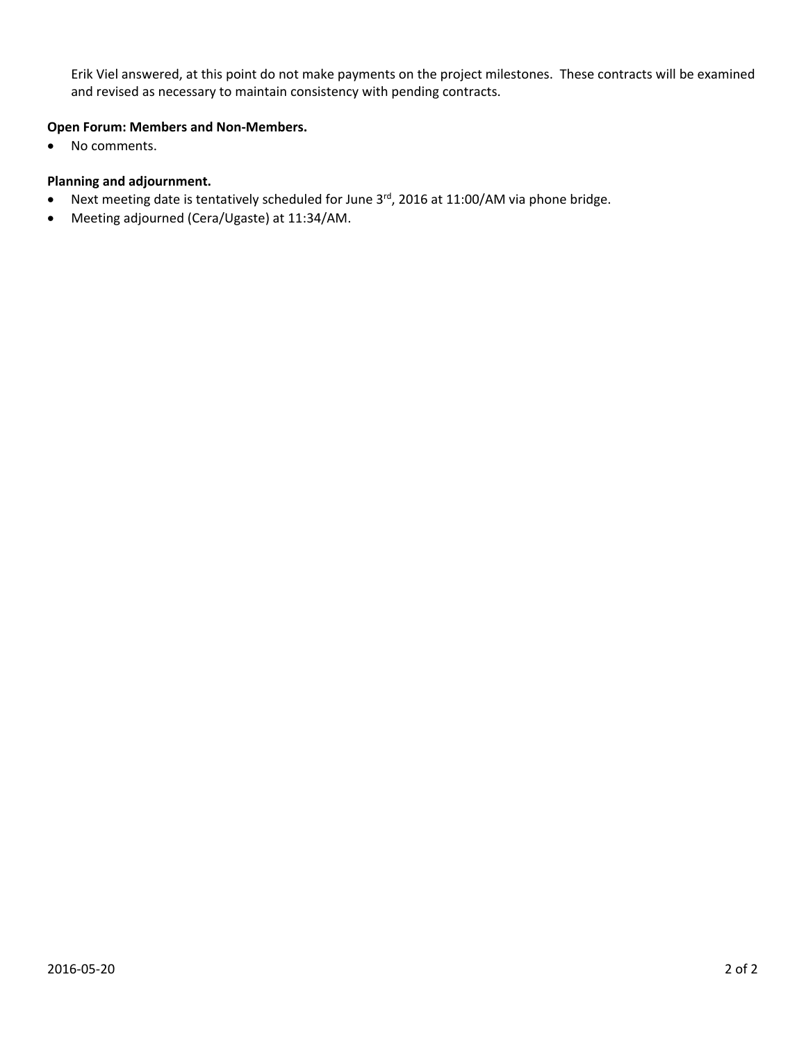Erik Viel answered, at this point do not make payments on the project milestones.  These contracts will be examined and revised as necessary to maintain consistency with pending contracts.

**Open Forum: Members and Non-Members.**

- No comments.

**Planning and adjournment.**

- Next meeting date is tentatively scheduled for June 3rd, 2016 at 11:00/AM via phone bridge.
- Meeting adjourned (Cera/Ugaste) at 11:34/AM.